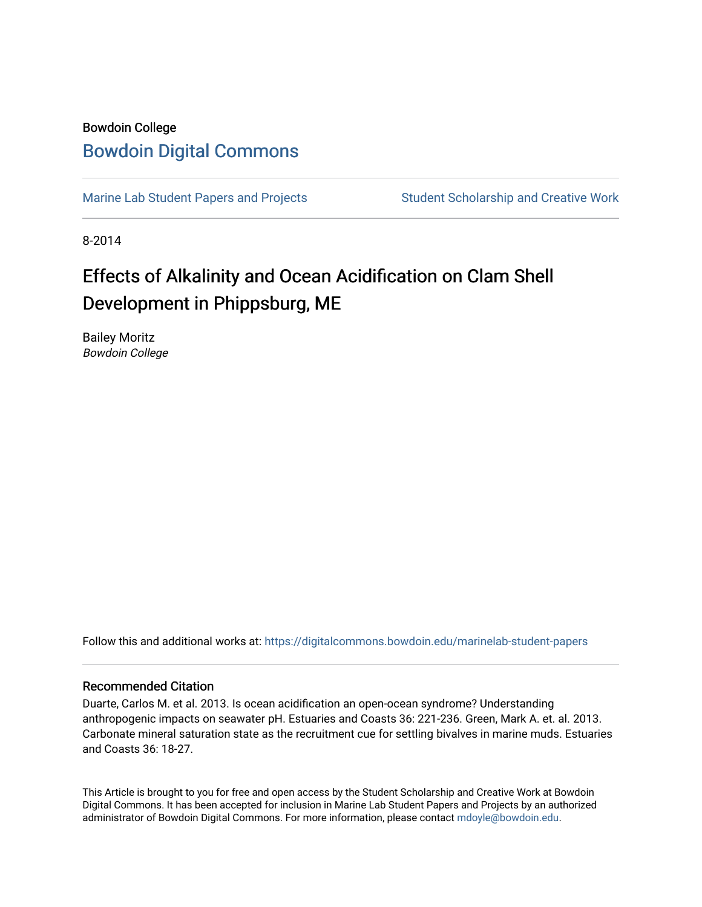Bowdoin College

# Bowdoin Digital Commons

Marine Lab Student Papers and Projects | Student Scholarship and Creative Work

8-2014

## Effects of Alkalinity and Ocean Acidification on Clam Shell Development in Phippsburg, ME

Bailey Moritz
*Bowdoin College*

Follow this and additional works at: https://digitalcommons.bowdoin.edu/marinelab-student-papers

### Recommended Citation

Duarte, Carlos M. et al. 2013. Is ocean acidification an open-ocean syndrome? Understanding anthropogenic impacts on seawater pH. Estuaries and Coasts 36: 221-236. Green, Mark A. et. al. 2013. Carbonate mineral saturation state as the recruitment cue for settling bivalves in marine muds. Estuaries and Coasts 36: 18-27.

This Article is brought to you for free and open access by the Student Scholarship and Creative Work at Bowdoin Digital Commons. It has been accepted for inclusion in Marine Lab Student Papers and Projects by an authorized administrator of Bowdoin Digital Commons. For more information, please contact mdoyle@bowdoin.edu.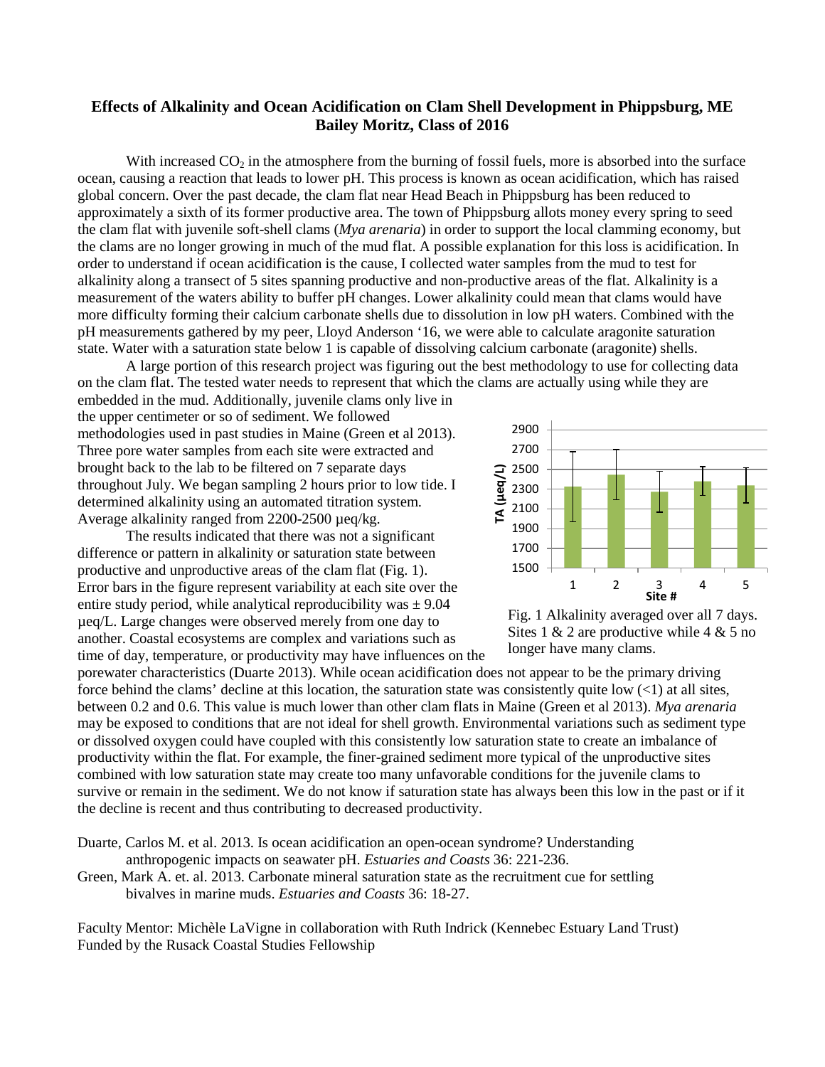## Effects of Alkalinity and Ocean Acidification on Clam Shell Development in Phippsburg, ME

**Bailey Moritz, Class of 2016**

With increased $CO_2$ in the atmosphere from the burning of fossil fuels, more is absorbed into the surface ocean, causing a reaction that leads to lower pH. This process is known as ocean acidification, which has raised global concern. Over the past decade, the clam flat near Head Beach in Phippsburg has been reduced to approximately a sixth of its former productive area. The town of Phippsburg allots money every spring to seed the clam flat with juvenile soft-shell clams (*Mya arenaria*) in order to support the local clamming economy, but the clams are no longer growing in much of the mud flat. A possible explanation for this loss is acidification. In order to understand if ocean acidification is the cause, I collected water samples from the mud to test for alkalinity along a transect of 5 sites spanning productive and non-productive areas of the flat. Alkalinity is a measurement of the waters ability to buffer pH changes. Lower alkalinity could mean that clams would have more difficulty forming their calcium carbonate shells due to dissolution in low pH waters. Combined with the pH measurements gathered by my peer, Lloyd Anderson '16, we were able to calculate aragonite saturation state. Water with a saturation state below 1 is capable of dissolving calcium carbonate (aragonite) shells.

A large portion of this research project was figuring out the best methodology to use for collecting data on the clam flat. The tested water needs to represent that which the clams are actually using while they are embedded in the mud. Additionally, juvenile clams only live in the upper centimeter or so of sediment. We followed methodologies used in past studies in Maine (Green et al 2013). Three pore water samples from each site were extracted and brought back to the lab to be filtered on 7 separate days throughout July. We began sampling 2 hours prior to low tide. I determined alkalinity using an automated titration system. Average alkalinity ranged from 2200-2500 μeq/kg.

The results indicated that there was not a significant difference or pattern in alkalinity or saturation state between productive and unproductive areas of the clam flat (Fig. 1). Error bars in the figure represent variability at each site over the entire study period, while analytical reproducibility was ± 9.04 μeq/L. Large changes were observed merely from one day to another. Coastal ecosystems are complex and variations such as time of day, temperature, or productivity may have influences on the porewater characteristics (Duarte 2013). While ocean acidification does not appear to be the primary driving force behind the clams' decline at this location, the saturation state was consistently quite low (<1) at all sites, between 0.2 and 0.6. This value is much lower than other clam flats in Maine (Green et al 2013). *Mya arenaria* may be exposed to conditions that are not ideal for shell growth. Environmental variations such as sediment type or dissolved oxygen could have coupled with this consistently low saturation state to create an imbalance of productivity within the flat. For example, the finer-grained sediment more typical of the unproductive sites combined with low saturation state may create too many unfavorable conditions for the juvenile clams to survive or remain in the sediment. We do not know if saturation state has always been this low in the past or if it the decline is recent and thus contributing to decreased productivity.

TA (μeq/L)
2900
2700
2500
2300
2100
1900
1700
1500
1 2 3 4 5
Site #

Fig. 1 Alkalinity averaged over all 7 days. Sites 1 & 2 are productive while 4 & 5 no longer have many clams.

Duarte, Carlos M. et al. 2013. Is ocean acidification an open-ocean syndrome? Understanding anthropogenic impacts on seawater pH. *Estuaries and Coasts* 36: 221-236.

Green, Mark A. et. al. 2013. Carbonate mineral saturation state as the recruitment cue for settling bivalves in marine muds. *Estuaries and Coasts* 36: 18-27.

Faculty Mentor: Michèle LaVigne in collaboration with Ruth Indrick (Kennebec Estuary Land Trust)
Funded by the Rusack Coastal Studies Fellowship